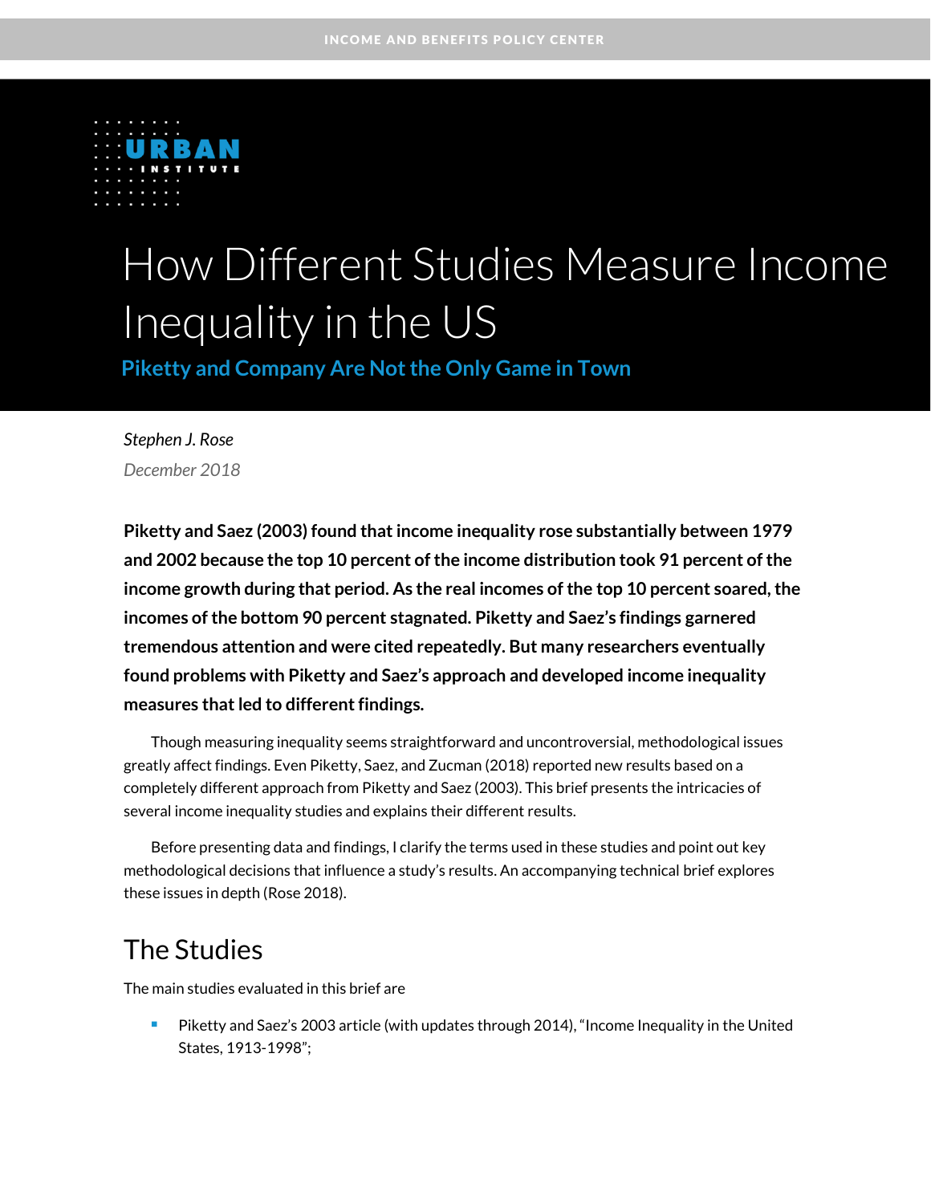INCOME AND BENEFITS POLICY CENTER

URBAN INSTITUTE

# How Different Studies Measure Income Inequality in the US

## Piketty and Company Are Not the Only Game in Town

*Stephen J. Rose*

*December 2018*

**Piketty and Saez (2003) found that income inequality rose substantially between 1979 and 2002 because the top 10 percent of the income distribution took 91 percent of the income growth during that period. As the real incomes of the top 10 percent soared, the incomes of the bottom 90 percent stagnated. Piketty and Saez's findings garnered tremendous attention and were cited repeatedly. But many researchers eventually found problems with Piketty and Saez's approach and developed income inequality measures that led to different findings.**

Though measuring inequality seems straightforward and uncontroversial, methodological issues greatly affect findings. Even Piketty, Saez, and Zucman (2018) reported new results based on a completely different approach from Piketty and Saez (2003). This brief presents the intricacies of several income inequality studies and explains their different results.

Before presenting data and findings, I clarify the terms used in these studies and point out key methodological decisions that influence a study's results. An accompanying technical brief explores these issues in depth (Rose 2018).

## The Studies

The main studies evaluated in this brief are

- Piketty and Saez's 2003 article (with updates through 2014), "Income Inequality in the United States, 1913-1998";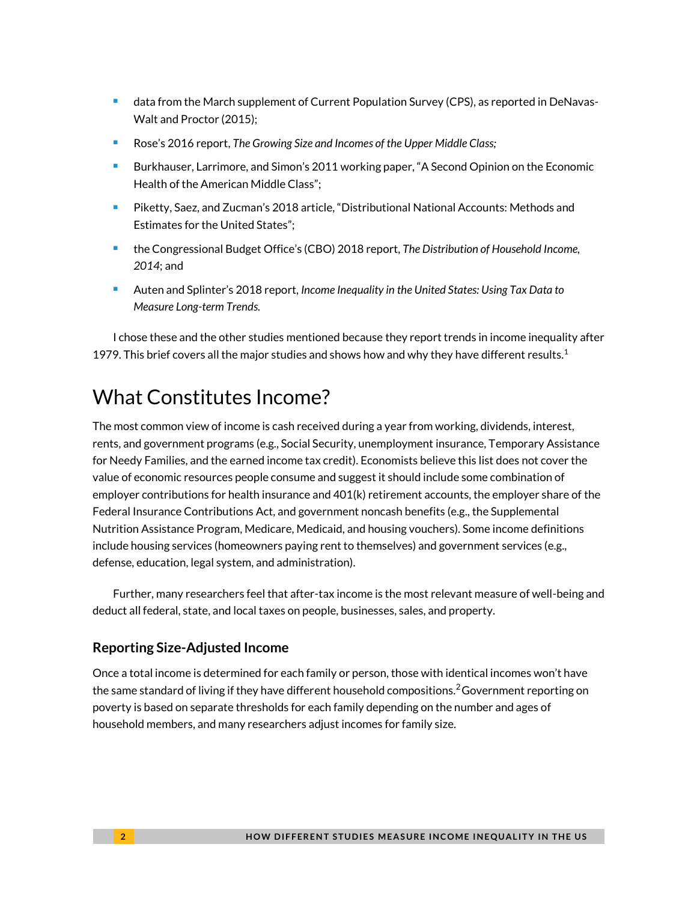- data from the March supplement of Current Population Survey (CPS), as reported in DeNavas-Walt and Proctor (2015);
- Rose's 2016 report, *The Growing Size and Incomes of the Upper Middle Class;*
- Burkhauser, Larrimore, and Simon's 2011 working paper, "A Second Opinion on the Economic Health of the American Middle Class";
- Piketty, Saez, and Zucman's 2018 article, "Distributional National Accounts: Methods and Estimates for the United States";
- the Congressional Budget Office's (CBO) 2018 report, *The Distribution of Household Income, 2014*; and
- Auten and Splinter's 2018 report, *Income Inequality in the United States: Using Tax Data to Measure Long-term Trends.*

I chose these and the other studies mentioned because they report trends in income inequality after 1979. This brief covers all the major studies and shows how and why they have different results.[1]

# What Constitutes Income?

The most common view of income is cash received during a year from working, dividends, interest, rents, and government programs (e.g., Social Security, unemployment insurance, Temporary Assistance for Needy Families, and the earned income tax credit). Economists believe this list does not cover the value of economic resources people consume and suggest it should include some combination of employer contributions for health insurance and 401(k) retirement accounts, the employer share of the Federal Insurance Contributions Act, and government noncash benefits (e.g., the Supplemental Nutrition Assistance Program, Medicare, Medicaid, and housing vouchers). Some income definitions include housing services (homeowners paying rent to themselves) and government services (e.g., defense, education, legal system, and administration).

Further, many researchers feel that after-tax income is the most relevant measure of well-being and deduct all federal, state, and local taxes on people, businesses, sales, and property.

## Reporting Size-Adjusted Income

Once a total income is determined for each family or person, those with identical incomes won't have the same standard of living if they have different household compositions.[2] Government reporting on poverty is based on separate thresholds for each family depending on the number and ages of household members, and many researchers adjust incomes for family size.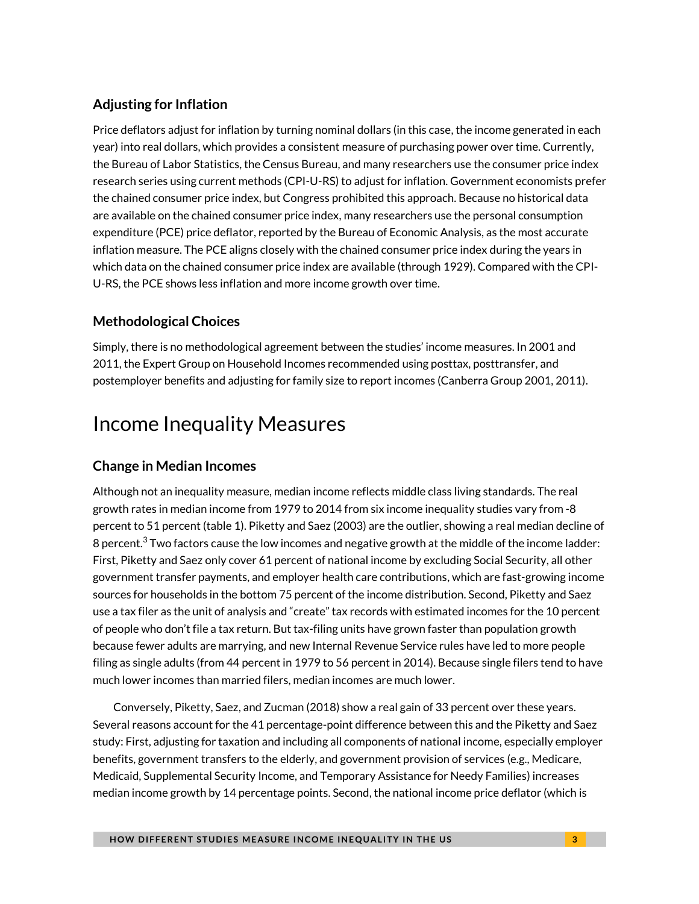### Adjusting for Inflation

Price deflators adjust for inflation by turning nominal dollars (in this case, the income generated in each year) into real dollars, which provides a consistent measure of purchasing power over time. Currently, the Bureau of Labor Statistics, the Census Bureau, and many researchers use the consumer price index research series using current methods (CPI-U-RS) to adjust for inflation. Government economists prefer the chained consumer price index, but Congress prohibited this approach. Because no historical data are available on the chained consumer price index, many researchers use the personal consumption expenditure (PCE) price deflator, reported by the Bureau of Economic Analysis, as the most accurate inflation measure. The PCE aligns closely with the chained consumer price index during the years in which data on the chained consumer price index are available (through 1929). Compared with the CPI-U-RS, the PCE shows less inflation and more income growth over time.

### Methodological Choices

Simply, there is no methodological agreement between the studies' income measures. In 2001 and 2011, the Expert Group on Household Incomes recommended using posttax, posttransfer, and postemployer benefits and adjusting for family size to report incomes (Canberra Group 2001, 2011).

## Income Inequality Measures

### Change in Median Incomes

Although not an inequality measure, median income reflects middle class living standards. The real growth rates in median income from 1979 to 2014 from six income inequality studies vary from -8 percent to 51 percent (table 1). Piketty and Saez (2003) are the outlier, showing a real median decline of 8 percent.[3] Two factors cause the low incomes and negative growth at the middle of the income ladder: First, Piketty and Saez only cover 61 percent of national income by excluding Social Security, all other government transfer payments, and employer health care contributions, which are fast-growing income sources for households in the bottom 75 percent of the income distribution. Second, Piketty and Saez use a tax filer as the unit of analysis and "create" tax records with estimated incomes for the 10 percent of people who don't file a tax return. But tax-filing units have grown faster than population growth because fewer adults are marrying, and new Internal Revenue Service rules have led to more people filing as single adults (from 44 percent in 1979 to 56 percent in 2014). Because single filers tend to have much lower incomes than married filers, median incomes are much lower.

Conversely, Piketty, Saez, and Zucman (2018) show a real gain of 33 percent over these years. Several reasons account for the 41 percentage-point difference between this and the Piketty and Saez study: First, adjusting for taxation and including all components of national income, especially employer benefits, government transfers to the elderly, and government provision of services (e.g., Medicare, Medicaid, Supplemental Security Income, and Temporary Assistance for Needy Families) increases median income growth by 14 percentage points. Second, the national income price deflator (which is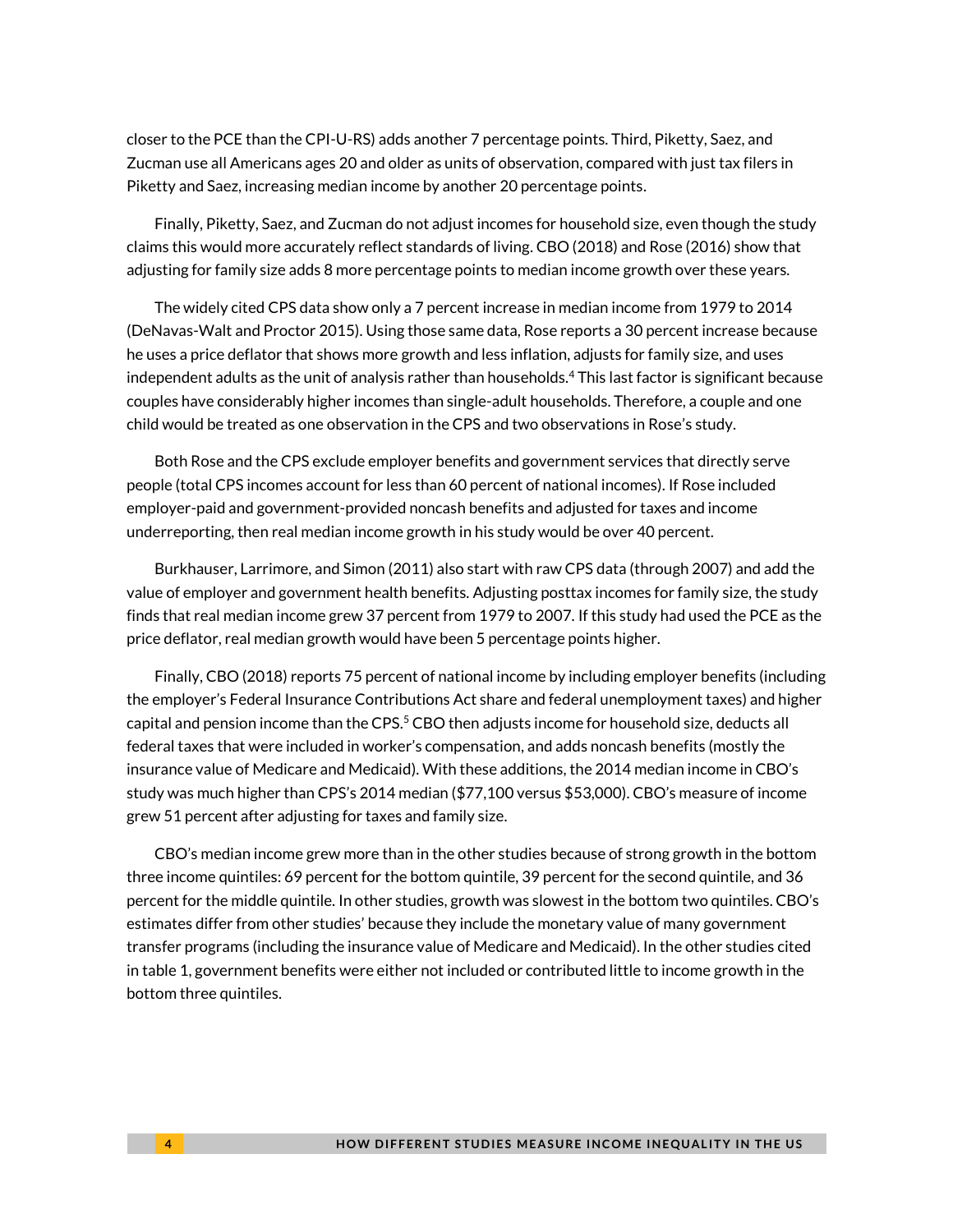closer to the PCE than the CPI-U-RS) adds another 7 percentage points. Third, Piketty, Saez, and Zucman use all Americans ages 20 and older as units of observation, compared with just tax filers in Piketty and Saez, increasing median income by another 20 percentage points.

Finally, Piketty, Saez, and Zucman do not adjust incomes for household size, even though the study claims this would more accurately reflect standards of living. CBO (2018) and Rose (2016) show that adjusting for family size adds 8 more percentage points to median income growth over these years.

The widely cited CPS data show only a 7 percent increase in median income from 1979 to 2014 (DeNavas-Walt and Proctor 2015). Using those same data, Rose reports a 30 percent increase because he uses a price deflator that shows more growth and less inflation, adjusts for family size, and uses independent adults as the unit of analysis rather than households.[4] This last factor is significant because couples have considerably higher incomes than single-adult households. Therefore, a couple and one child would be treated as one observation in the CPS and two observations in Rose's study.

Both Rose and the CPS exclude employer benefits and government services that directly serve people (total CPS incomes account for less than 60 percent of national incomes). If Rose included employer-paid and government-provided noncash benefits and adjusted for taxes and income underreporting, then real median income growth in his study would be over 40 percent.

Burkhauser, Larrimore, and Simon (2011) also start with raw CPS data (through 2007) and add the value of employer and government health benefits. Adjusting posttax incomes for family size, the study finds that real median income grew 37 percent from 1979 to 2007. If this study had used the PCE as the price deflator, real median growth would have been 5 percentage points higher.

Finally, CBO (2018) reports 75 percent of national income by including employer benefits (including the employer's Federal Insurance Contributions Act share and federal unemployment taxes) and higher capital and pension income than the CPS.[5] CBO then adjusts income for household size, deducts all federal taxes that were included in worker's compensation, and adds noncash benefits (mostly the insurance value of Medicare and Medicaid). With these additions, the 2014 median income in CBO's study was much higher than CPS's 2014 median ($77,100 versus $53,000). CBO's measure of income grew 51 percent after adjusting for taxes and family size.

CBO's median income grew more than in the other studies because of strong growth in the bottom three income quintiles: 69 percent for the bottom quintile, 39 percent for the second quintile, and 36 percent for the middle quintile. In other studies, growth was slowest in the bottom two quintiles. CBO's estimates differ from other studies' because they include the monetary value of many government transfer programs (including the insurance value of Medicare and Medicaid). In the other studies cited in table 1, government benefits were either not included or contributed little to income growth in the bottom three quintiles.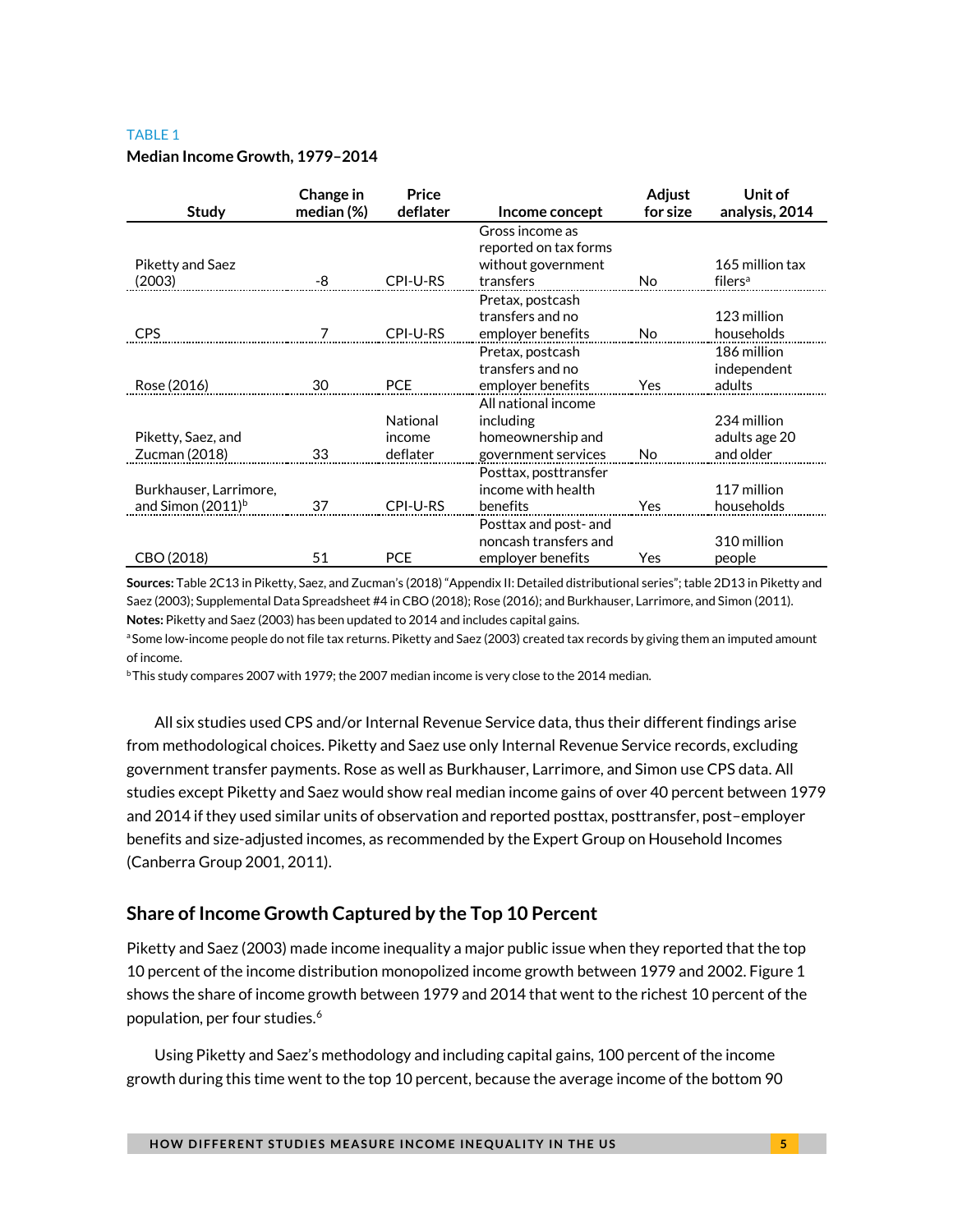TABLE 1

**Median Income Growth, 1979–2014**

| Study | Change in median (%) | Price deflater | Income concept | Adjust for size | Unit of analysis, 2014 |
|---|---|---|---|---|---|
| Piketty and Saez (2003) | -8 | CPI-U-RS | Gross income as reported on tax forms without government transfers | No | 165 million tax filers[a] |
| CPS | 7 | CPI-U-RS | Pretax, postcash transfers and no employer benefits | No | 123 million households |
| Rose (2016) | 30 | PCE | Pretax, postcash transfers and no employer benefits | Yes | 186 million independent adults |
| Piketty, Saez, and Zucman (2018) | 33 | National income deflater | All national income including homeownership and government services | No | 234 million adults age 20 and older |
| Burkhauser, Larrimore, and Simon (2011)[b] | 37 | CPI-U-RS | Posttax, posttransfer income with health benefits | Yes | 117 million households |
| CBO (2018) | 51 | PCE | Posttax and post- and noncash transfers and employer benefits | Yes | 310 million people |

**Sources:** Table 2C13 in Piketty, Saez, and Zucman's (2018) "Appendix II: Detailed distributional series"; table 2D13 in Piketty and Saez (2003); Supplemental Data Spreadsheet #4 in CBO (2018); Rose (2016); and Burkhauser, Larrimore, and Simon (2011).

**Notes:** Piketty and Saez (2003) has been updated to 2014 and includes capital gains.

[a] Some low-income people do not file tax returns. Piketty and Saez (2003) created tax records by giving them an imputed amount of income.

[b] This study compares 2007 with 1979; the 2007 median income is very close to the 2014 median.

All six studies used CPS and/or Internal Revenue Service data, thus their different findings arise from methodological choices. Piketty and Saez use only Internal Revenue Service records, excluding government transfer payments. Rose as well as Burkhauser, Larrimore, and Simon use CPS data. All studies except Piketty and Saez would show real median income gains of over 40 percent between 1979 and 2014 if they used similar units of observation and reported posttax, posttransfer, post–employer benefits and size-adjusted incomes, as recommended by the Expert Group on Household Incomes (Canberra Group 2001, 2011).

## Share of Income Growth Captured by the Top 10 Percent

Piketty and Saez (2003) made income inequality a major public issue when they reported that the top 10 percent of the income distribution monopolized income growth between 1979 and 2002. Figure 1 shows the share of income growth between 1979 and 2014 that went to the richest 10 percent of the population, per four studies.[6]

Using Piketty and Saez's methodology and including capital gains, 100 percent of the income growth during this time went to the top 10 percent, because the average income of the bottom 90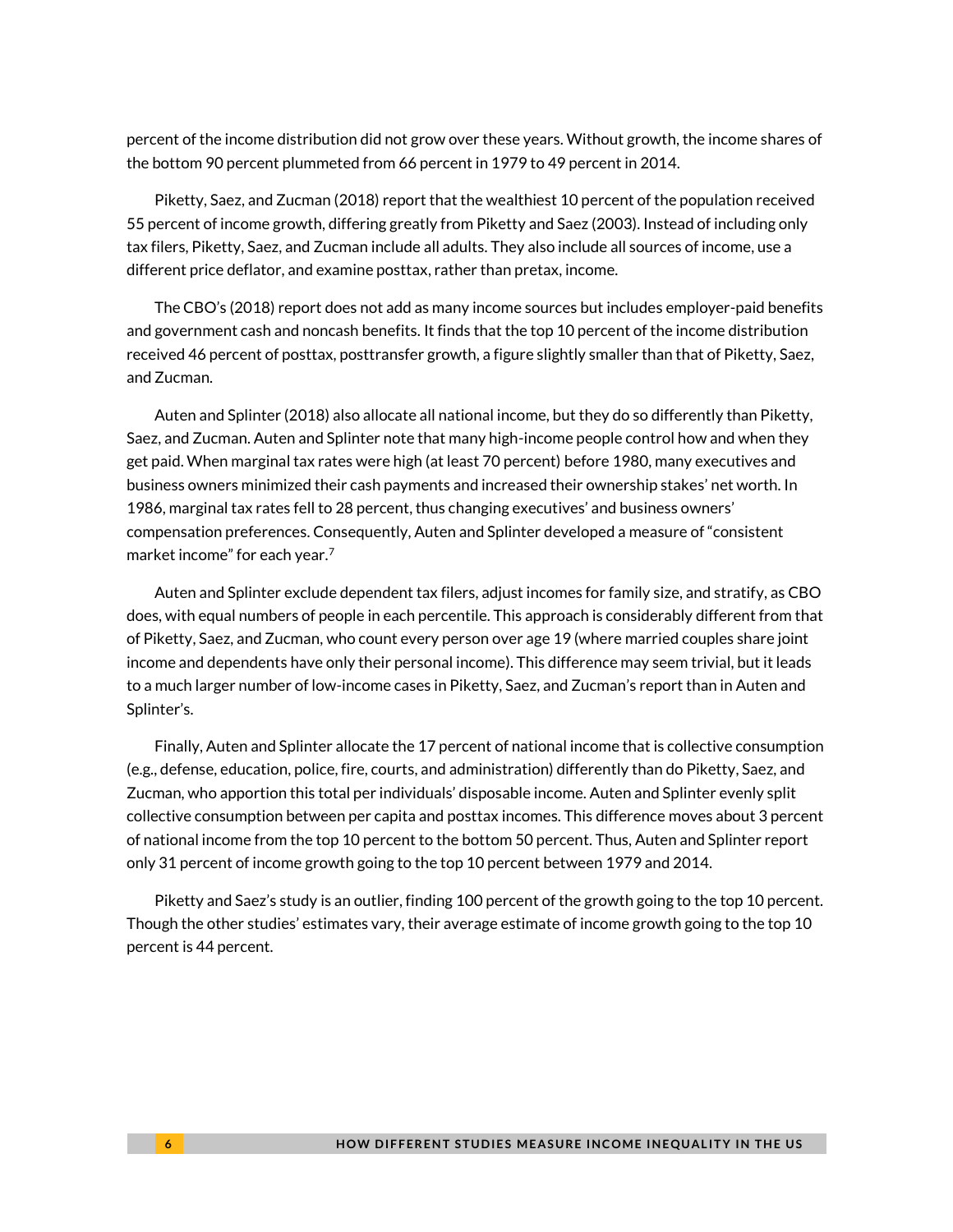percent of the income distribution did not grow over these years. Without growth, the income shares of the bottom 90 percent plummeted from 66 percent in 1979 to 49 percent in 2014.

Piketty, Saez, and Zucman (2018) report that the wealthiest 10 percent of the population received 55 percent of income growth, differing greatly from Piketty and Saez (2003). Instead of including only tax filers, Piketty, Saez, and Zucman include all adults. They also include all sources of income, use a different price deflator, and examine posttax, rather than pretax, income.

The CBO's (2018) report does not add as many income sources but includes employer-paid benefits and government cash and noncash benefits. It finds that the top 10 percent of the income distribution received 46 percent of posttax, posttransfer growth, a figure slightly smaller than that of Piketty, Saez, and Zucman.

Auten and Splinter (2018) also allocate all national income, but they do so differently than Piketty, Saez, and Zucman. Auten and Splinter note that many high-income people control how and when they get paid. When marginal tax rates were high (at least 70 percent) before 1980, many executives and business owners minimized their cash payments and increased their ownership stakes' net worth. In 1986, marginal tax rates fell to 28 percent, thus changing executives' and business owners' compensation preferences. Consequently, Auten and Splinter developed a measure of "consistent market income" for each year.[7]

Auten and Splinter exclude dependent tax filers, adjust incomes for family size, and stratify, as CBO does, with equal numbers of people in each percentile. This approach is considerably different from that of Piketty, Saez, and Zucman, who count every person over age 19 (where married couples share joint income and dependents have only their personal income). This difference may seem trivial, but it leads to a much larger number of low-income cases in Piketty, Saez, and Zucman's report than in Auten and Splinter's.

Finally, Auten and Splinter allocate the 17 percent of national income that is collective consumption (e.g., defense, education, police, fire, courts, and administration) differently than do Piketty, Saez, and Zucman, who apportion this total per individuals' disposable income. Auten and Splinter evenly split collective consumption between per capita and posttax incomes. This difference moves about 3 percent of national income from the top 10 percent to the bottom 50 percent. Thus, Auten and Splinter report only 31 percent of income growth going to the top 10 percent between 1979 and 2014.

Piketty and Saez's study is an outlier, finding 100 percent of the growth going to the top 10 percent. Though the other studies' estimates vary, their average estimate of income growth going to the top 10 percent is 44 percent.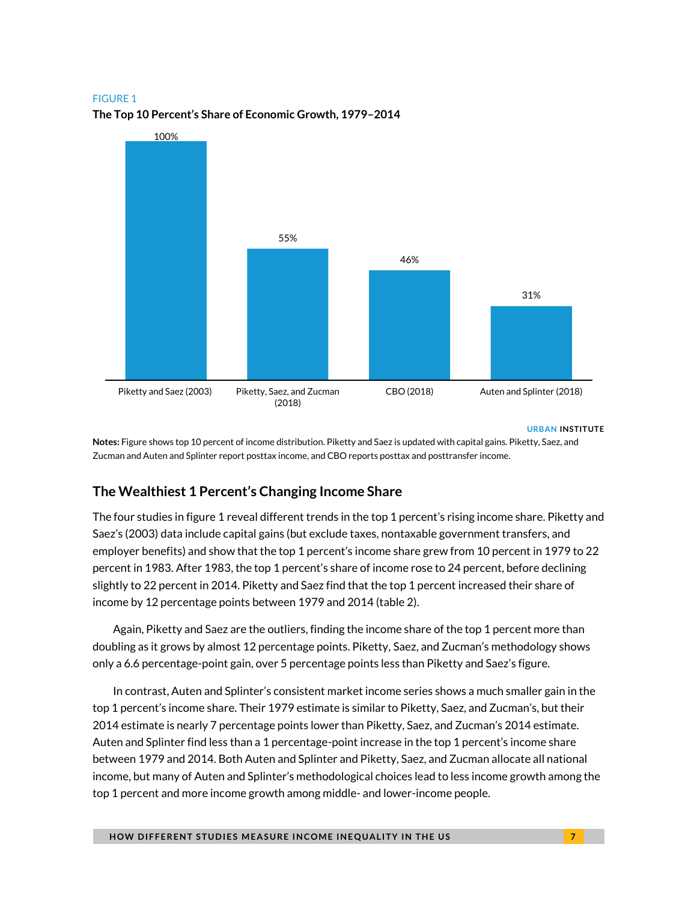FIGURE 1

**The Top 10 Percent's Share of Economic Growth, 1979–2014**

| Study | Share |
|---|---|
| Piketty and Saez (2003) | 100% |
| Piketty, Saez, and Zucman (2018) | 55% |
| CBO (2018) | 46% |
| Auten and Splinter (2018) | 31% |

URBAN INSTITUTE

**Notes:** Figure shows top 10 percent of income distribution. Piketty and Saez is updated with capital gains. Piketty, Saez, and Zucman and Auten and Splinter report posttax income, and CBO reports posttax and posttransfer income.

## The Wealthiest 1 Percent's Changing Income Share

The four studies in figure 1 reveal different trends in the top 1 percent's rising income share. Piketty and Saez's (2003) data include capital gains (but exclude taxes, nontaxable government transfers, and employer benefits) and show that the top 1 percent's income share grew from 10 percent in 1979 to 22 percent in 1983. After 1983, the top 1 percent's share of income rose to 24 percent, before declining slightly to 22 percent in 2014. Piketty and Saez find that the top 1 percent increased their share of income by 12 percentage points between 1979 and 2014 (table 2).

Again, Piketty and Saez are the outliers, finding the income share of the top 1 percent more than doubling as it grows by almost 12 percentage points. Piketty, Saez, and Zucman's methodology shows only a 6.6 percentage-point gain, over 5 percentage points less than Piketty and Saez's figure.

In contrast, Auten and Splinter's consistent market income series shows a much smaller gain in the top 1 percent's income share. Their 1979 estimate is similar to Piketty, Saez, and Zucman's, but their 2014 estimate is nearly 7 percentage points lower than Piketty, Saez, and Zucman's 2014 estimate. Auten and Splinter find less than a 1 percentage-point increase in the top 1 percent's income share between 1979 and 2014. Both Auten and Splinter and Piketty, Saez, and Zucman allocate all national income, but many of Auten and Splinter's methodological choices lead to less income growth among the top 1 percent and more income growth among middle- and lower-income people.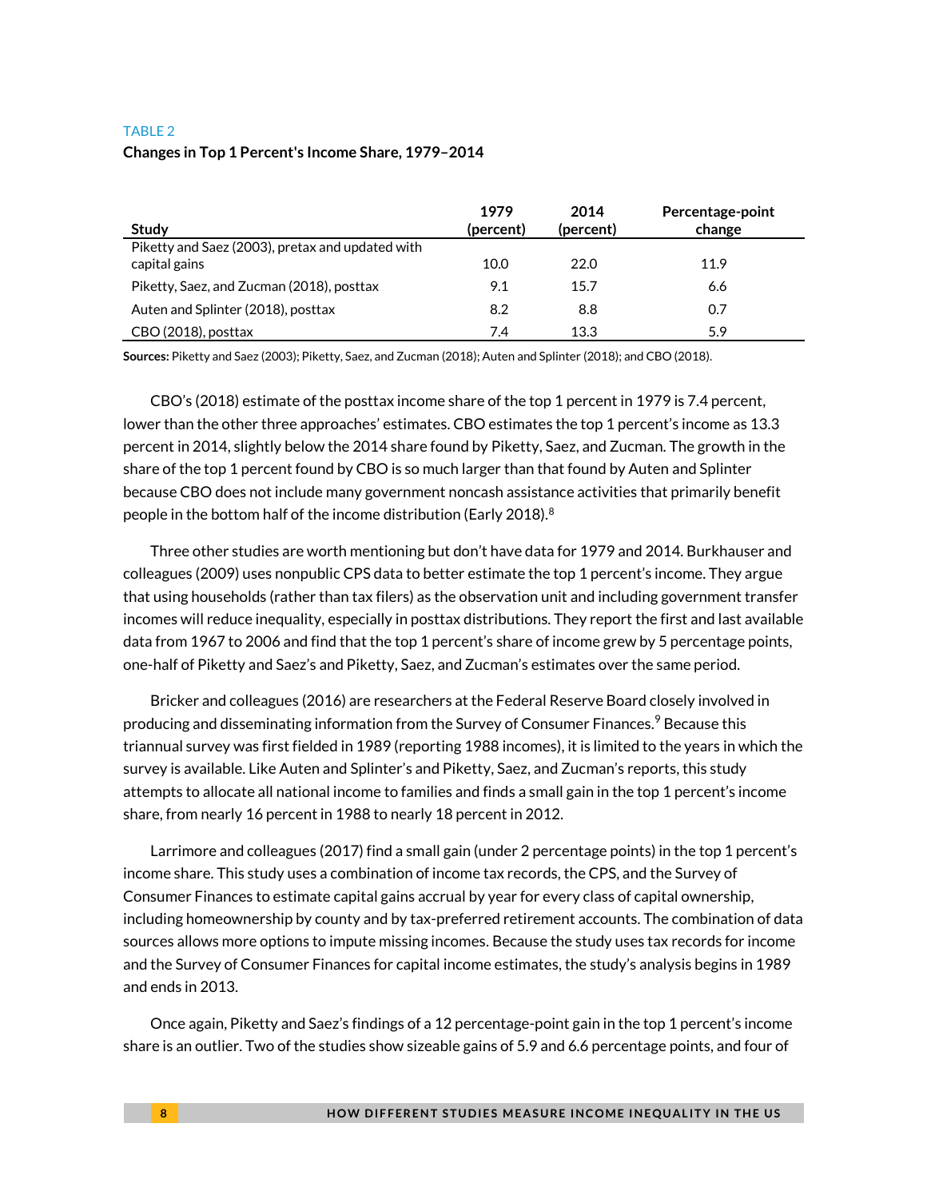TABLE 2

**Changes in Top 1 Percent's Income Share, 1979–2014**

| Study | 1979 (percent) | 2014 (percent) | Percentage-point change |
|---|---|---|---|
| Piketty and Saez (2003), pretax and updated with capital gains | 10.0 | 22.0 | 11.9 |
| Piketty, Saez, and Zucman (2018), posttax | 9.1 | 15.7 | 6.6 |
| Auten and Splinter (2018), posttax | 8.2 | 8.8 | 0.7 |
| CBO (2018), posttax | 7.4 | 13.3 | 5.9 |

**Sources:** Piketty and Saez (2003); Piketty, Saez, and Zucman (2018); Auten and Splinter (2018); and CBO (2018).

CBO's (2018) estimate of the posttax income share of the top 1 percent in 1979 is 7.4 percent, lower than the other three approaches' estimates. CBO estimates the top 1 percent's income as 13.3 percent in 2014, slightly below the 2014 share found by Piketty, Saez, and Zucman. The growth in the share of the top 1 percent found by CBO is so much larger than that found by Auten and Splinter because CBO does not include many government noncash assistance activities that primarily benefit people in the bottom half of the income distribution (Early 2018).[8]

Three other studies are worth mentioning but don't have data for 1979 and 2014. Burkhauser and colleagues (2009) uses nonpublic CPS data to better estimate the top 1 percent's income. They argue that using households (rather than tax filers) as the observation unit and including government transfer incomes will reduce inequality, especially in posttax distributions. They report the first and last available data from 1967 to 2006 and find that the top 1 percent's share of income grew by 5 percentage points, one-half of Piketty and Saez's and Piketty, Saez, and Zucman's estimates over the same period.

Bricker and colleagues (2016) are researchers at the Federal Reserve Board closely involved in producing and disseminating information from the Survey of Consumer Finances.[9] Because this triannual survey was first fielded in 1989 (reporting 1988 incomes), it is limited to the years in which the survey is available. Like Auten and Splinter's and Piketty, Saez, and Zucman's reports, this study attempts to allocate all national income to families and finds a small gain in the top 1 percent's income share, from nearly 16 percent in 1988 to nearly 18 percent in 2012.

Larrimore and colleagues (2017) find a small gain (under 2 percentage points) in the top 1 percent's income share. This study uses a combination of income tax records, the CPS, and the Survey of Consumer Finances to estimate capital gains accrual by year for every class of capital ownership, including homeownership by county and by tax-preferred retirement accounts. The combination of data sources allows more options to impute missing incomes. Because the study uses tax records for income and the Survey of Consumer Finances for capital income estimates, the study's analysis begins in 1989 and ends in 2013.

Once again, Piketty and Saez's findings of a 12 percentage-point gain in the top 1 percent's income share is an outlier. Two of the studies show sizeable gains of 5.9 and 6.6 percentage points, and four of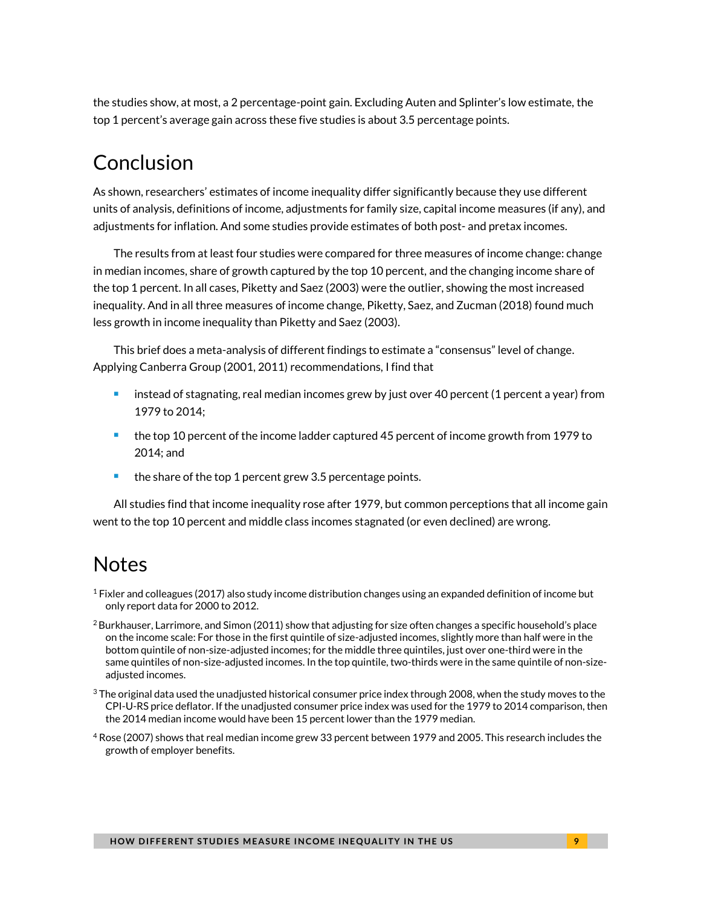the studies show, at most, a 2 percentage-point gain. Excluding Auten and Splinter's low estimate, the top 1 percent's average gain across these five studies is about 3.5 percentage points.

## Conclusion

As shown, researchers' estimates of income inequality differ significantly because they use different units of analysis, definitions of income, adjustments for family size, capital income measures (if any), and adjustments for inflation. And some studies provide estimates of both post- and pretax incomes.

The results from at least four studies were compared for three measures of income change: change in median incomes, share of growth captured by the top 10 percent, and the changing income share of the top 1 percent. In all cases, Piketty and Saez (2003) were the outlier, showing the most increased inequality. And in all three measures of income change, Piketty, Saez, and Zucman (2018) found much less growth in income inequality than Piketty and Saez (2003).

This brief does a meta-analysis of different findings to estimate a "consensus" level of change. Applying Canberra Group (2001, 2011) recommendations, I find that

- instead of stagnating, real median incomes grew by just over 40 percent (1 percent a year) from 1979 to 2014;
- the top 10 percent of the income ladder captured 45 percent of income growth from 1979 to 2014; and
- the share of the top 1 percent grew 3.5 percentage points.

All studies find that income inequality rose after 1979, but common perceptions that all income gain went to the top 10 percent and middle class incomes stagnated (or even declined) are wrong.

## Notes

[1] Fixler and colleagues (2017) also study income distribution changes using an expanded definition of income but only report data for 2000 to 2012.

[2] Burkhauser, Larrimore, and Simon (2011) show that adjusting for size often changes a specific household's place on the income scale: For those in the first quintile of size-adjusted incomes, slightly more than half were in the bottom quintile of non-size-adjusted incomes; for the middle three quintiles, just over one-third were in the same quintiles of non-size-adjusted incomes. In the top quintile, two-thirds were in the same quintile of non-size-adjusted incomes.

[3] The original data used the unadjusted historical consumer price index through 2008, when the study moves to the CPI-U-RS price deflator. If the unadjusted consumer price index was used for the 1979 to 2014 comparison, then the 2014 median income would have been 15 percent lower than the 1979 median.

[4] Rose (2007) shows that real median income grew 33 percent between 1979 and 2005. This research includes the growth of employer benefits.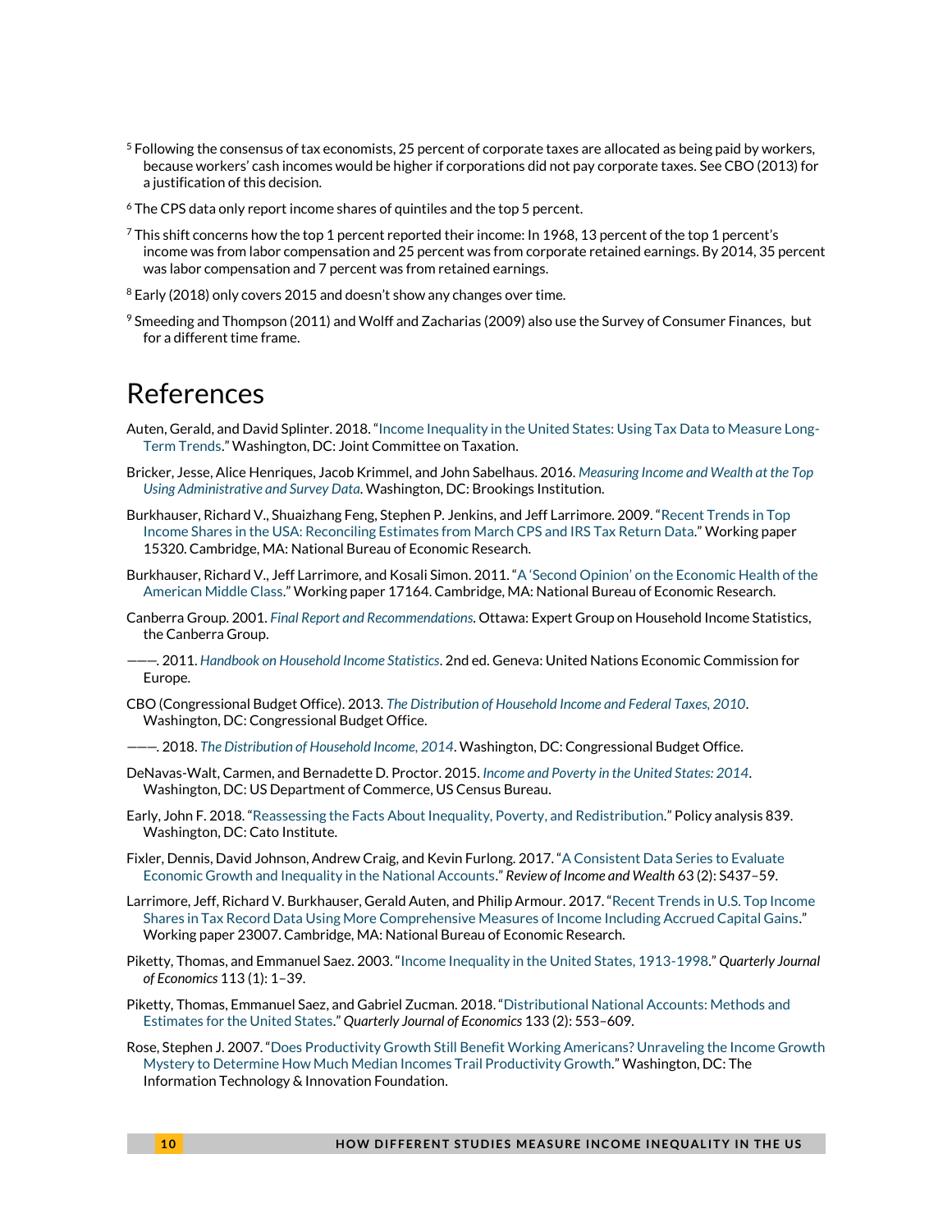[5] Following the consensus of tax economists, 25 percent of corporate taxes are allocated as being paid by workers, because workers' cash incomes would be higher if corporations did not pay corporate taxes. See CBO (2013) for a justification of this decision.

[6] The CPS data only report income shares of quintiles and the top 5 percent.

[7] This shift concerns how the top 1 percent reported their income: In 1968, 13 percent of the top 1 percent's income was from labor compensation and 25 percent was from corporate retained earnings. By 2014, 35 percent was labor compensation and 7 percent was from retained earnings.

[8] Early (2018) only covers 2015 and doesn't show any changes over time.

[9] Smeeding and Thompson (2011) and Wolff and Zacharias (2009) also use the Survey of Consumer Finances, but for a different time frame.

# References

Auten, Gerald, and David Splinter. 2018. "Income Inequality in the United States: Using Tax Data to Measure Long-Term Trends." Washington, DC: Joint Committee on Taxation.

Bricker, Jesse, Alice Henriques, Jacob Krimmel, and John Sabelhaus. 2016. *Measuring Income and Wealth at the Top Using Administrative and Survey Data*. Washington, DC: Brookings Institution.

Burkhauser, Richard V., Shuaizhang Feng, Stephen P. Jenkins, and Jeff Larrimore. 2009. "Recent Trends in Top Income Shares in the USA: Reconciling Estimates from March CPS and IRS Tax Return Data." Working paper 15320. Cambridge, MA: National Bureau of Economic Research.

Burkhauser, Richard V., Jeff Larrimore, and Kosali Simon. 2011. "A 'Second Opinion' on the Economic Health of the American Middle Class." Working paper 17164. Cambridge, MA: National Bureau of Economic Research.

Canberra Group. 2001. *Final Report and Recommendations*. Ottawa: Expert Group on Household Income Statistics, the Canberra Group.

———. 2011. *Handbook on Household Income Statistics*. 2nd ed. Geneva: United Nations Economic Commission for Europe.

CBO (Congressional Budget Office). 2013. *The Distribution of Household Income and Federal Taxes, 2010*. Washington, DC: Congressional Budget Office.

———. 2018. *The Distribution of Household Income, 2014*. Washington, DC: Congressional Budget Office.

DeNavas-Walt, Carmen, and Bernadette D. Proctor. 2015. *Income and Poverty in the United States: 2014*. Washington, DC: US Department of Commerce, US Census Bureau.

Early, John F. 2018. "Reassessing the Facts About Inequality, Poverty, and Redistribution." Policy analysis 839. Washington, DC: Cato Institute.

Fixler, Dennis, David Johnson, Andrew Craig, and Kevin Furlong. 2017. "A Consistent Data Series to Evaluate Economic Growth and Inequality in the National Accounts." *Review of Income and Wealth* 63 (2): S437–59.

Larrimore, Jeff, Richard V. Burkhauser, Gerald Auten, and Philip Armour. 2017. "Recent Trends in U.S. Top Income Shares in Tax Record Data Using More Comprehensive Measures of Income Including Accrued Capital Gains." Working paper 23007. Cambridge, MA: National Bureau of Economic Research.

Piketty, Thomas, and Emmanuel Saez. 2003. "Income Inequality in the United States, 1913-1998." *Quarterly Journal of Economics* 113 (1): 1–39.

Piketty, Thomas, Emmanuel Saez, and Gabriel Zucman. 2018. "Distributional National Accounts: Methods and Estimates for the United States." *Quarterly Journal of Economics* 133 (2): 553–609.

Rose, Stephen J. 2007. "Does Productivity Growth Still Benefit Working Americans? Unraveling the Income Growth Mystery to Determine How Much Median Incomes Trail Productivity Growth." Washington, DC: The Information Technology & Innovation Foundation.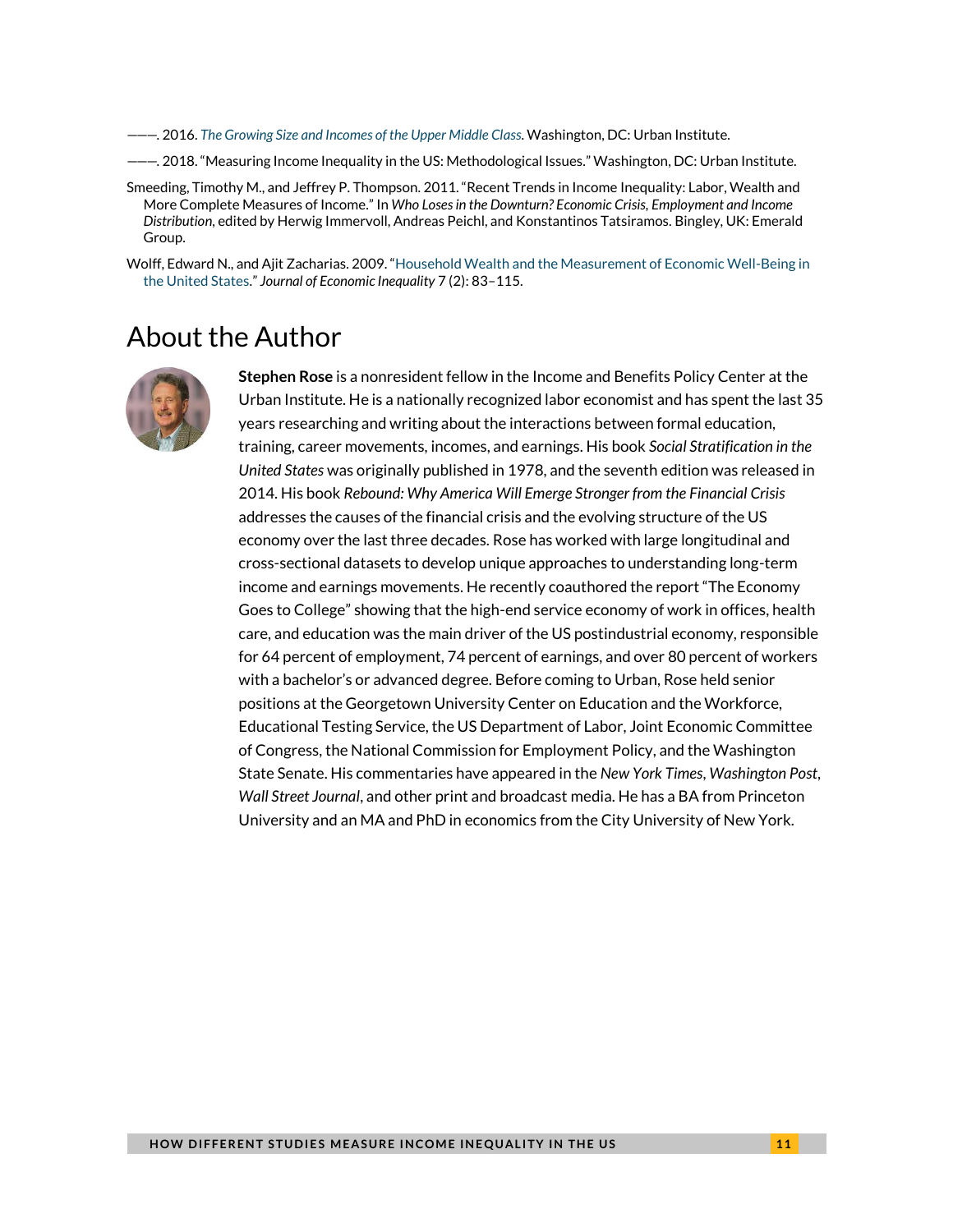———. 2016. *The Growing Size and Incomes of the Upper Middle Class*. Washington, DC: Urban Institute.

———. 2018. "Measuring Income Inequality in the US: Methodological Issues." Washington, DC: Urban Institute.

Smeeding, Timothy M., and Jeffrey P. Thompson. 2011. "Recent Trends in Income Inequality: Labor, Wealth and More Complete Measures of Income." In *Who Loses in the Downturn? Economic Crisis, Employment and Income Distribution*, edited by Herwig Immervoll, Andreas Peichl, and Konstantinos Tatsiramos. Bingley, UK: Emerald Group.

Wolff, Edward N., and Ajit Zacharias. 2009. "Household Wealth and the Measurement of Economic Well-Being in the United States." *Journal of Economic Inequality* 7 (2): 83–115.

# About the Author

**Stephen Rose** is a nonresident fellow in the Income and Benefits Policy Center at the Urban Institute. He is a nationally recognized labor economist and has spent the last 35 years researching and writing about the interactions between formal education, training, career movements, incomes, and earnings. His book *Social Stratification in the United States* was originally published in 1978, and the seventh edition was released in 2014. His book *Rebound: Why America Will Emerge Stronger from the Financial Crisis* addresses the causes of the financial crisis and the evolving structure of the US economy over the last three decades. Rose has worked with large longitudinal and cross-sectional datasets to develop unique approaches to understanding long-term income and earnings movements. He recently coauthored the report "The Economy Goes to College" showing that the high-end service economy of work in offices, health care, and education was the main driver of the US postindustrial economy, responsible for 64 percent of employment, 74 percent of earnings, and over 80 percent of workers with a bachelor's or advanced degree. Before coming to Urban, Rose held senior positions at the Georgetown University Center on Education and the Workforce, Educational Testing Service, the US Department of Labor, Joint Economic Committee of Congress, the National Commission for Employment Policy, and the Washington State Senate. His commentaries have appeared in the *New York Times*, *Washington Post*, *Wall Street Journal*, and other print and broadcast media. He has a BA from Princeton University and an MA and PhD in economics from the City University of New York.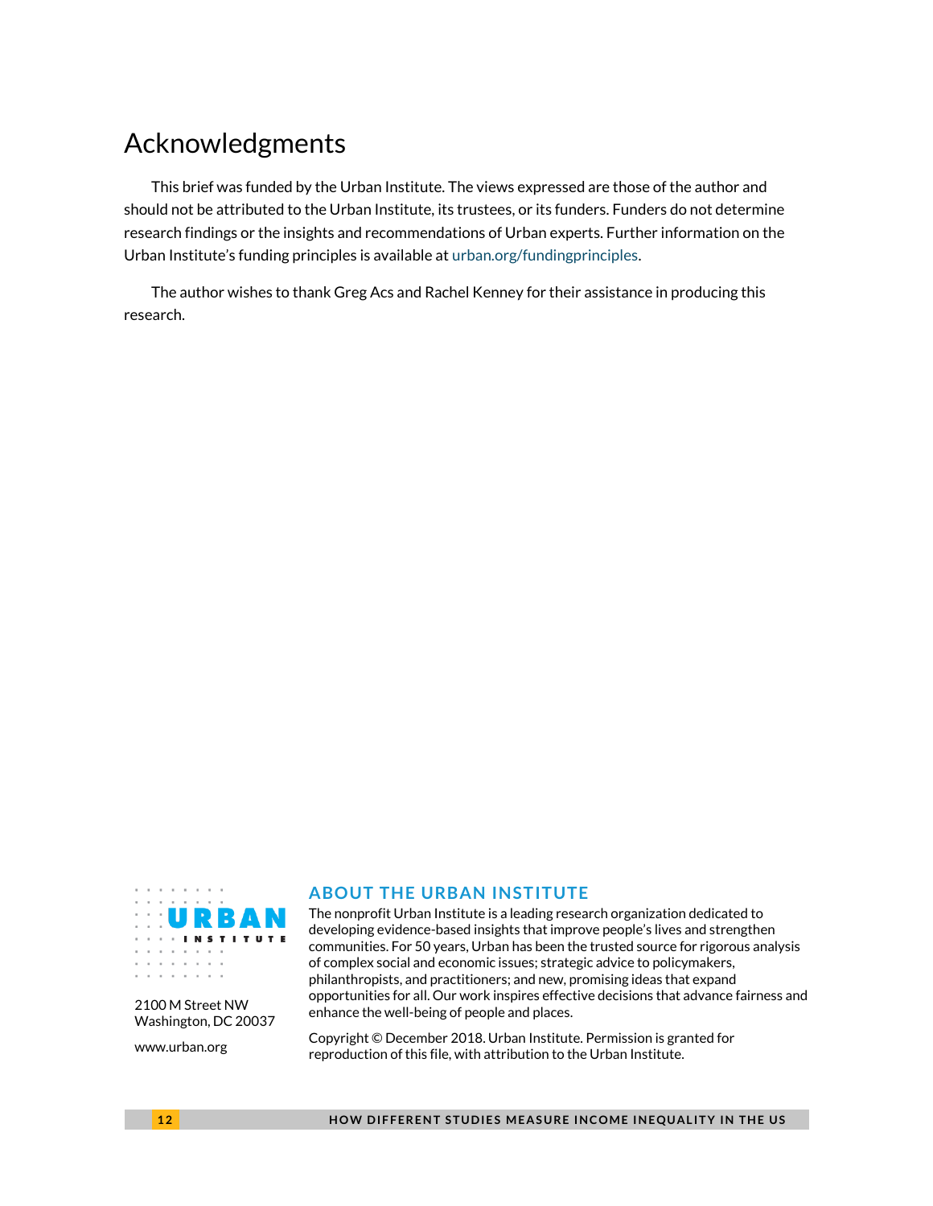# Acknowledgments

This brief was funded by the Urban Institute. The views expressed are those of the author and should not be attributed to the Urban Institute, its trustees, or its funders. Funders do not determine research findings or the insights and recommendations of Urban experts. Further information on the Urban Institute's funding principles is available at urban.org/fundingprinciples.

The author wishes to thank Greg Acs and Rachel Kenney for their assistance in producing this research.

URBAN INSTITUTE

2100 M Street NW
Washington, DC 20037

www.urban.org

## ABOUT THE URBAN INSTITUTE

The nonprofit Urban Institute is a leading research organization dedicated to developing evidence-based insights that improve people's lives and strengthen communities. For 50 years, Urban has been the trusted source for rigorous analysis of complex social and economic issues; strategic advice to policymakers, philanthropists, and practitioners; and new, promising ideas that expand opportunities for all. Our work inspires effective decisions that advance fairness and enhance the well-being of people and places.

Copyright © December 2018. Urban Institute. Permission is granted for reproduction of this file, with attribution to the Urban Institute.